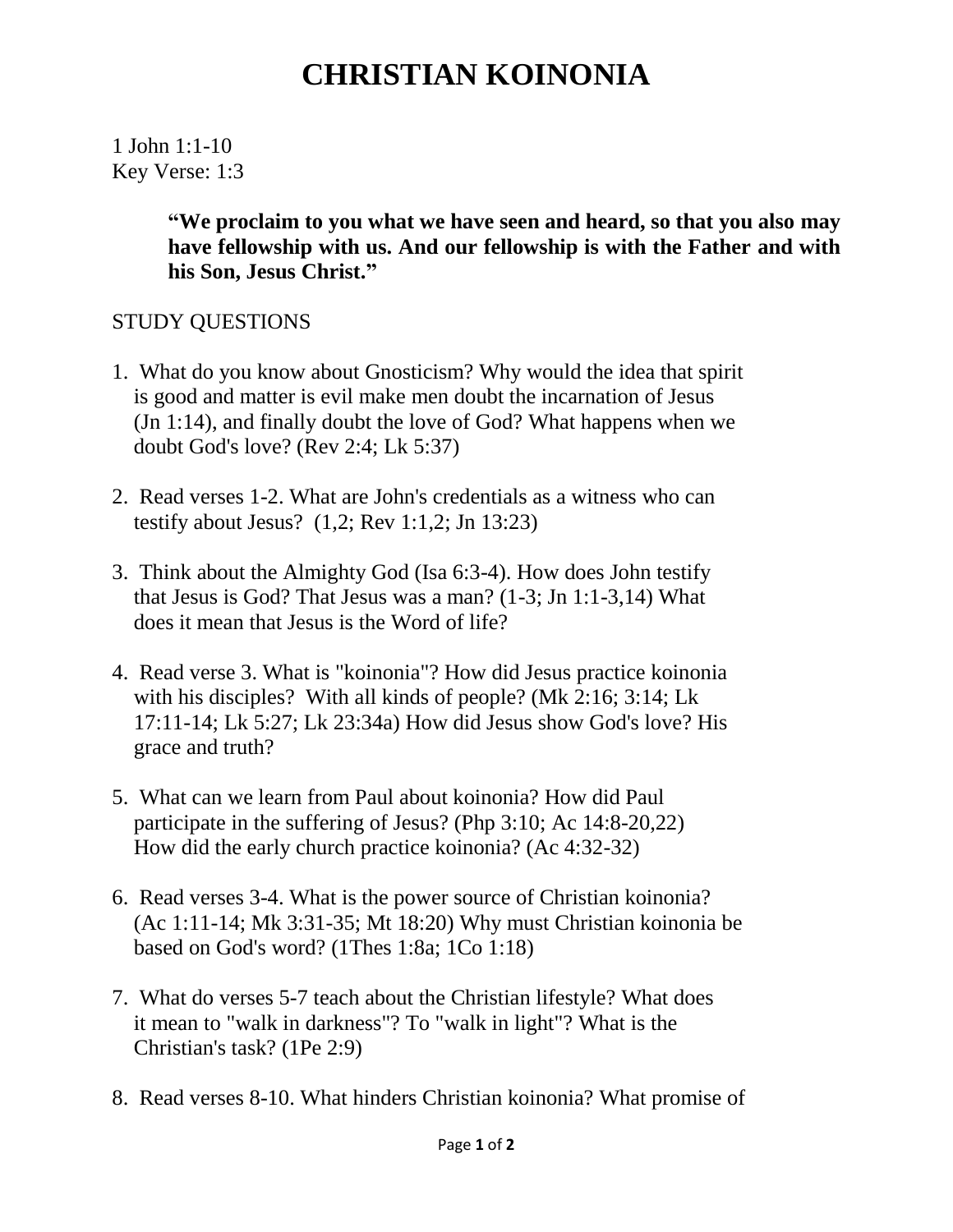# CHRISTIAN KOINONIA

1 John 1:1-10
Key Verse: 1:3

> **"We proclaim to you what we have seen and heard, so that you also may have fellowship with us. And our fellowship is with the Father and with his Son, Jesus Christ."**

STUDY QUESTIONS

1. What do you know about Gnosticism? Why would the idea that spirit is good and matter is evil make men doubt the incarnation of Jesus (Jn 1:14), and finally doubt the love of God? What happens when we doubt God's love? (Rev 2:4; Lk 5:37)

2. Read verses 1-2. What are John's credentials as a witness who can testify about Jesus? (1,2; Rev 1:1,2; Jn 13:23)

3. Think about the Almighty God (Isa 6:3-4). How does John testify that Jesus is God? That Jesus was a man? (1-3; Jn 1:1-3,14) What does it mean that Jesus is the Word of life?

4. Read verse 3. What is "koinonia"? How did Jesus practice koinonia with his disciples? With all kinds of people? (Mk 2:16; 3:14; Lk 17:11-14; Lk 5:27; Lk 23:34a) How did Jesus show God's love? His grace and truth?

5. What can we learn from Paul about koinonia? How did Paul participate in the suffering of Jesus? (Php 3:10; Ac 14:8-20,22) How did the early church practice koinonia? (Ac 4:32-32)

6. Read verses 3-4. What is the power source of Christian koinonia? (Ac 1:11-14; Mk 3:31-35; Mt 18:20) Why must Christian koinonia be based on God's word? (1Thes 1:8a; 1Co 1:18)

7. What do verses 5-7 teach about the Christian lifestyle? What does it mean to "walk in darkness"? To "walk in light"? What is the Christian's task? (1Pe 2:9)

8. Read verses 8-10. What hinders Christian koinonia? What promise of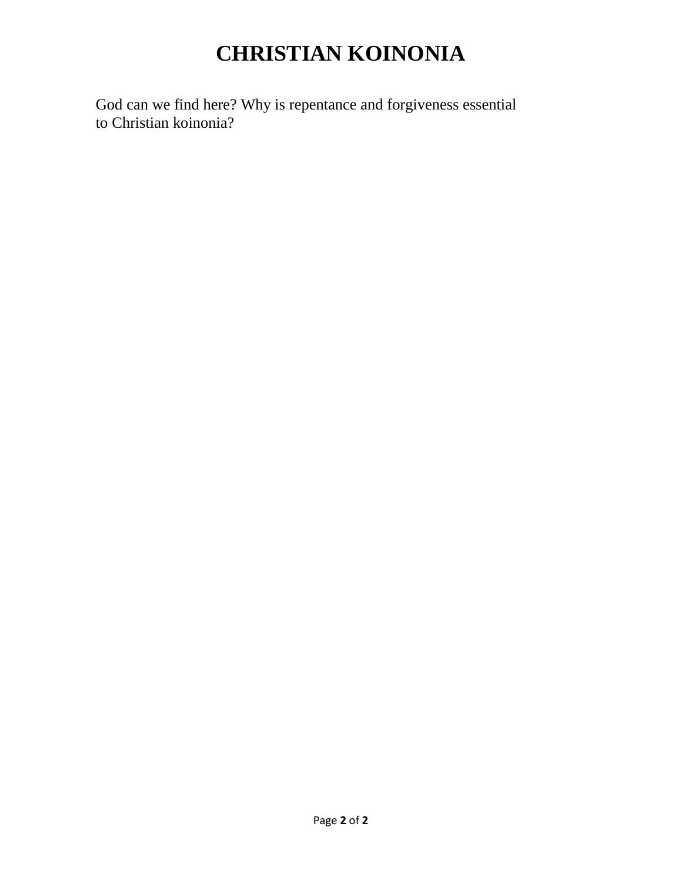# CHRISTIAN KOINONIA

God can we find here? Why is repentance and forgiveness essential to Christian koinonia?